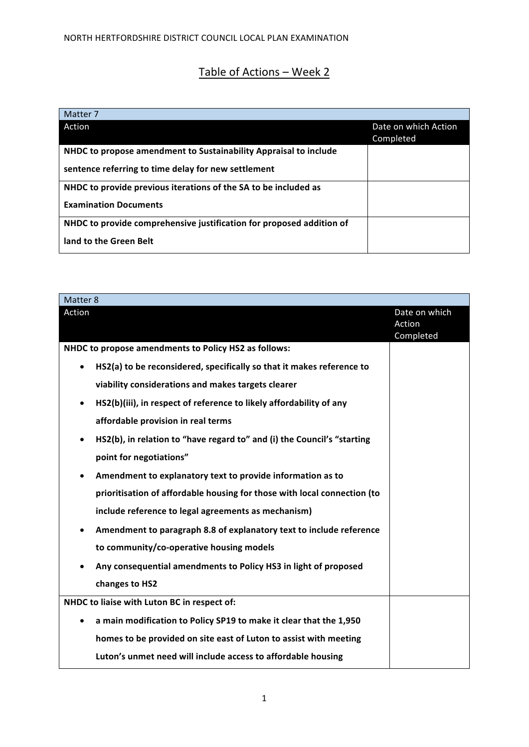NORTH HERTFORDSHIRE DISTRICT COUNCIL LOCAL PLAN EXAMINATION

# Table of Actions – Week 2

| Matter 7 | |
|---|---|
| Action | Date on which Action Completed |
| **NHDC to propose amendment to Sustainability Appraisal to include sentence referring to time delay for new settlement** | |
| **NHDC to provide previous iterations of the SA to be included as Examination Documents** | |
| **NHDC to provide comprehensive justification for proposed addition of land to the Green Belt** | |

| Matter 8 | |
|---|---|
| Action | Date on which Action Completed |
| **NHDC to propose amendments to Policy HS2 as follows:**<br>• **HS2(a) to be reconsidered, specifically so that it makes reference to viability considerations and makes targets clearer**<br>• **HS2(b)(iii), in respect of reference to likely affordability of any affordable provision in real terms**<br>• **HS2(b), in relation to "have regard to" and (i) the Council's "starting point for negotiations"**<br>• **Amendment to explanatory text to provide information as to prioritisation of affordable housing for those with local connection (to include reference to legal agreements as mechanism)**<br>• **Amendment to paragraph 8.8 of explanatory text to include reference to community/co-operative housing models**<br>• **Any consequential amendments to Policy HS3 in light of proposed changes to HS2** | |
| **NHDC to liaise with Luton BC in respect of:**<br>• **a main modification to Policy SP19 to make it clear that the 1,950 homes to be provided on site east of Luton to assist with meeting Luton's unmet need will include access to affordable housing** | |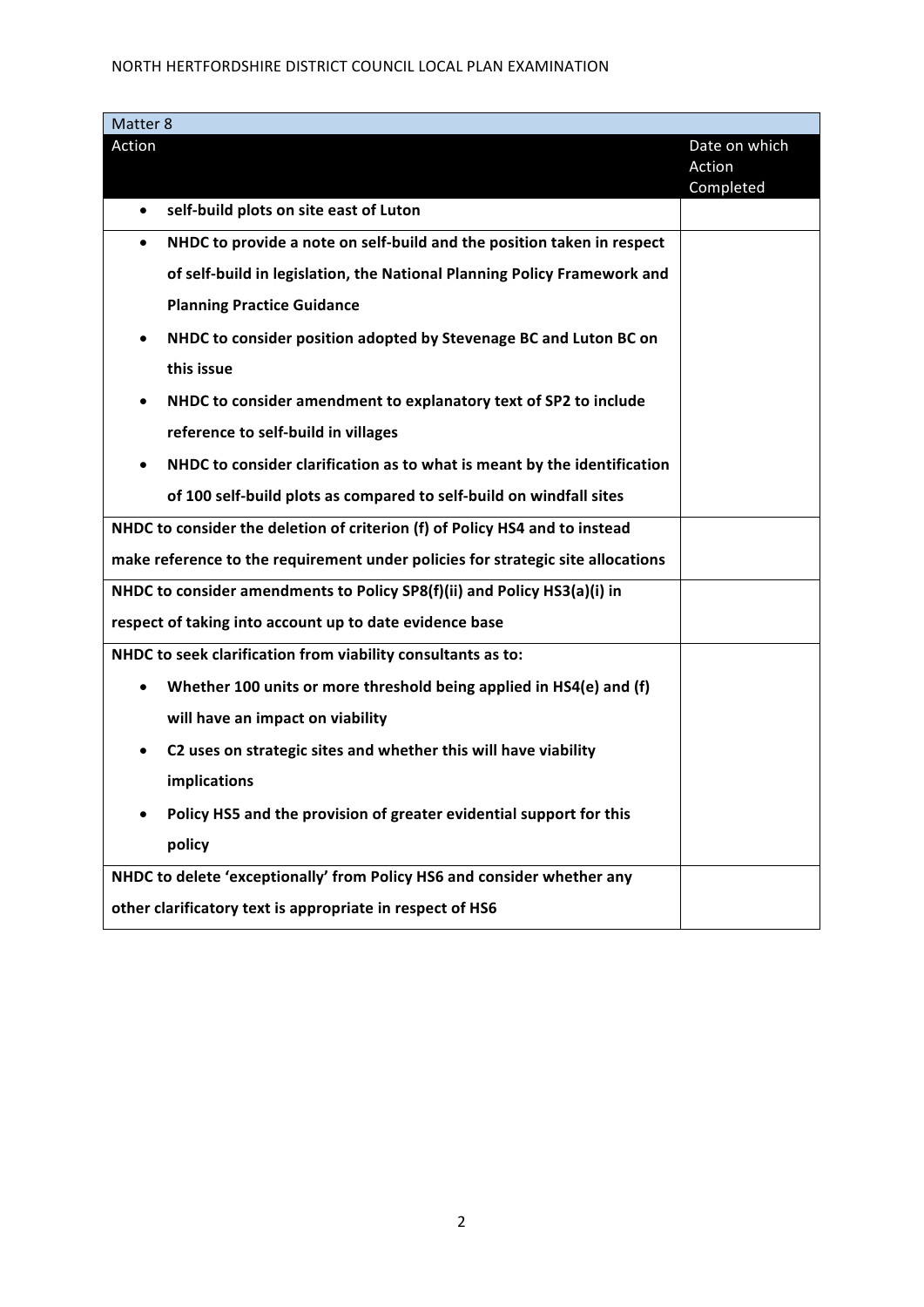| Matter 8 | |
|---|---|
| Action | Date on which Action Completed |
| • **self-build plots on site east of Luton** | |
| • **NHDC to provide a note on self-build and the position taken in respect of self-build in legislation, the National Planning Policy Framework and Planning Practice Guidance**<br>• **NHDC to consider position adopted by Stevenage BC and Luton BC on this issue**<br>• **NHDC to consider amendment to explanatory text of SP2 to include reference to self-build in villages**<br>• **NHDC to consider clarification as to what is meant by the identification of 100 self-build plots as compared to self-build on windfall sites** | |
| **NHDC to consider the deletion of criterion (f) of Policy HS4 and to instead make reference to the requirement under policies for strategic site allocations** | |
| **NHDC to consider amendments to Policy SP8(f)(ii) and Policy HS3(a)(i) in respect of taking into account up to date evidence base** | |
| **NHDC to seek clarification from viability consultants as to:**<br>• **Whether 100 units or more threshold being applied in HS4(e) and (f) will have an impact on viability**<br>• **C2 uses on strategic sites and whether this will have viability implications**<br>• **Policy HS5 and the provision of greater evidential support for this policy** | |
| **NHDC to delete 'exceptionally' from Policy HS6 and consider whether any other clarificatory text is appropriate in respect of HS6** | |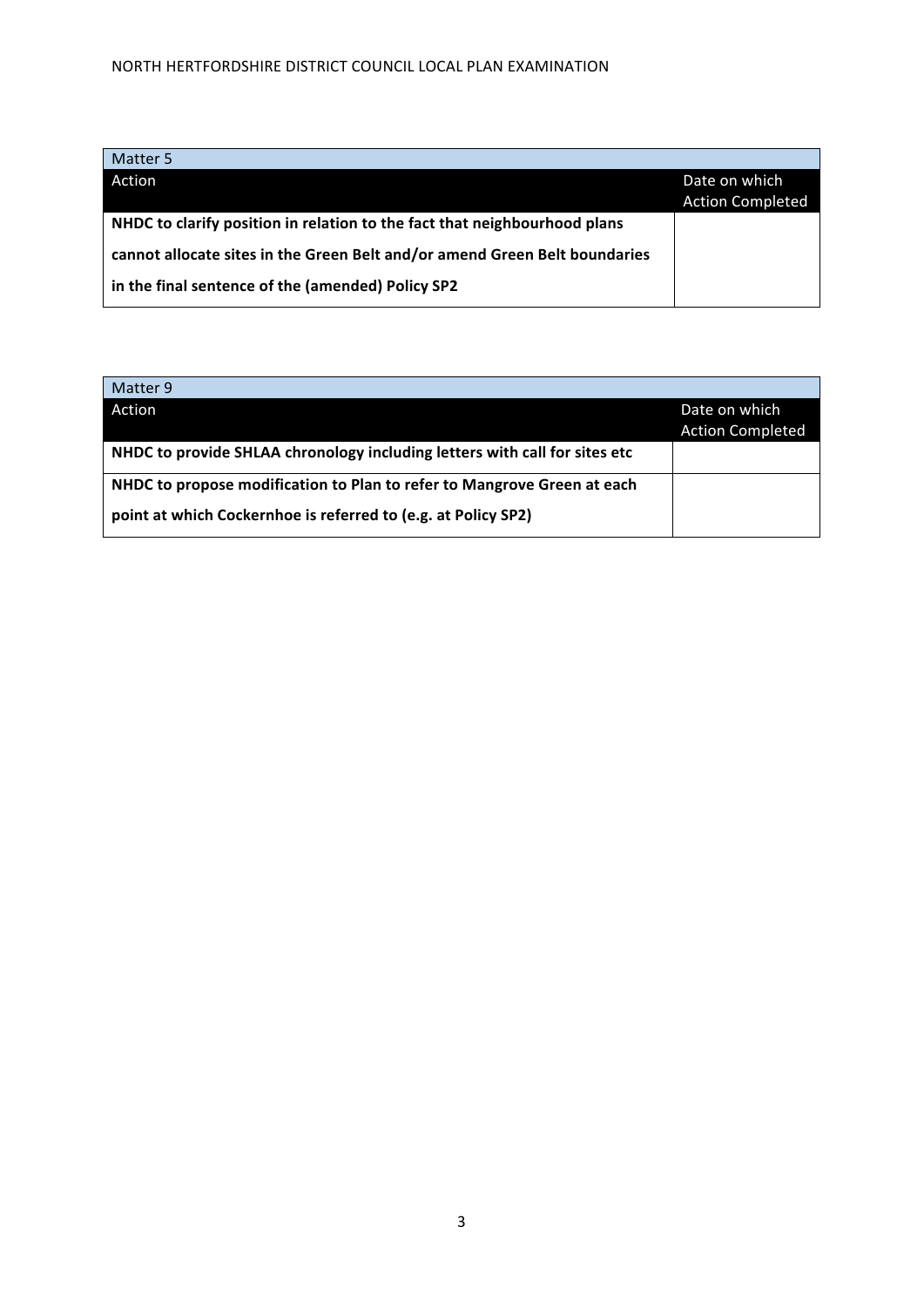| Matter 5 | |
|---|---|
| Action | Date on which Action Completed |
| **NHDC to clarify position in relation to the fact that neighbourhood plans cannot allocate sites in the Green Belt and/or amend Green Belt boundaries in the final sentence of the (amended) Policy SP2** | |

| Matter 9 | |
|---|---|
| Action | Date on which Action Completed |
| **NHDC to provide SHLAA chronology including letters with call for sites etc** | |
| **NHDC to propose modification to Plan to refer to Mangrove Green at each point at which Cockernhoe is referred to (e.g. at Policy SP2)** | |